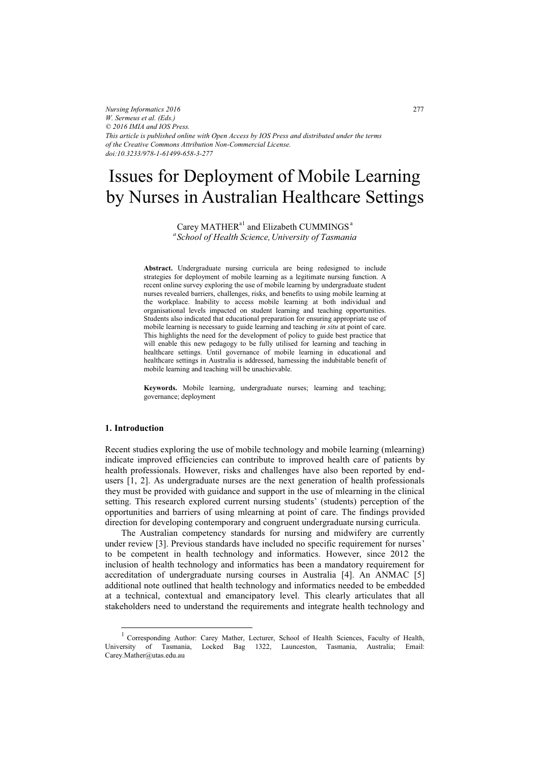*Nursing Informatics 2016*
*W. Sermeus et al. (Eds.)*
*© 2016 IMIA and IOS Press.*
*This article is published online with Open Access by IOS Press and distributed under the terms of the Creative Commons Attribution Non-Commercial License.*
*doi:10.3233/978-1-61499-658-3-277*

# Issues for Deployment of Mobile Learning by Nurses in Australian Healthcare Settings

Carey MATHER[a1] and Elizabeth CUMMINGS[a]

[a] *School of Health Science, University of Tasmania*

**Abstract.** Undergraduate nursing curricula are being redesigned to include strategies for deployment of mobile learning as a legitimate nursing function. A recent online survey exploring the use of mobile learning by undergraduate student nurses revealed barriers, challenges, risks, and benefits to using mobile learning at the workplace. Inability to access mobile learning at both individual and organisational levels impacted on student learning and teaching opportunities. Students also indicated that educational preparation for ensuring appropriate use of mobile learning is necessary to guide learning and teaching *in situ* at point of care. This highlights the need for the development of policy to guide best practice that will enable this new pedagogy to be fully utilised for learning and teaching in healthcare settings. Until governance of mobile learning in educational and healthcare settings in Australia is addressed, harnessing the indubitable benefit of mobile learning and teaching will be unachievable.

**Keywords.** Mobile learning, undergraduate nurses; learning and teaching; governance; deployment

## 1. Introduction

Recent studies exploring the use of mobile technology and mobile learning (mlearning) indicate improved efficiencies can contribute to improved health care of patients by health professionals. However, risks and challenges have also been reported by end-users [1, 2]. As undergraduate nurses are the next generation of health professionals they must be provided with guidance and support in the use of mlearning in the clinical setting. This research explored current nursing students' (students) perception of the opportunities and barriers of using mlearning at point of care. The findings provided direction for developing contemporary and congruent undergraduate nursing curricula.

The Australian competency standards for nursing and midwifery are currently under review [3]. Previous standards have included no specific requirement for nurses' to be competent in health technology and informatics. However, since 2012 the inclusion of health technology and informatics has been a mandatory requirement for accreditation of undergraduate nursing courses in Australia [4]. An ANMAC [5] additional note outlined that health technology and informatics needed to be embedded at a technical, contextual and emancipatory level. This clearly articulates that all stakeholders need to understand the requirements and integrate health technology and

[1] Corresponding Author: Carey Mather, Lecturer, School of Health Sciences, Faculty of Health, University of Tasmania, Locked Bag 1322, Launceston, Tasmania, Australia; Email: Carey.Mather@utas.edu.au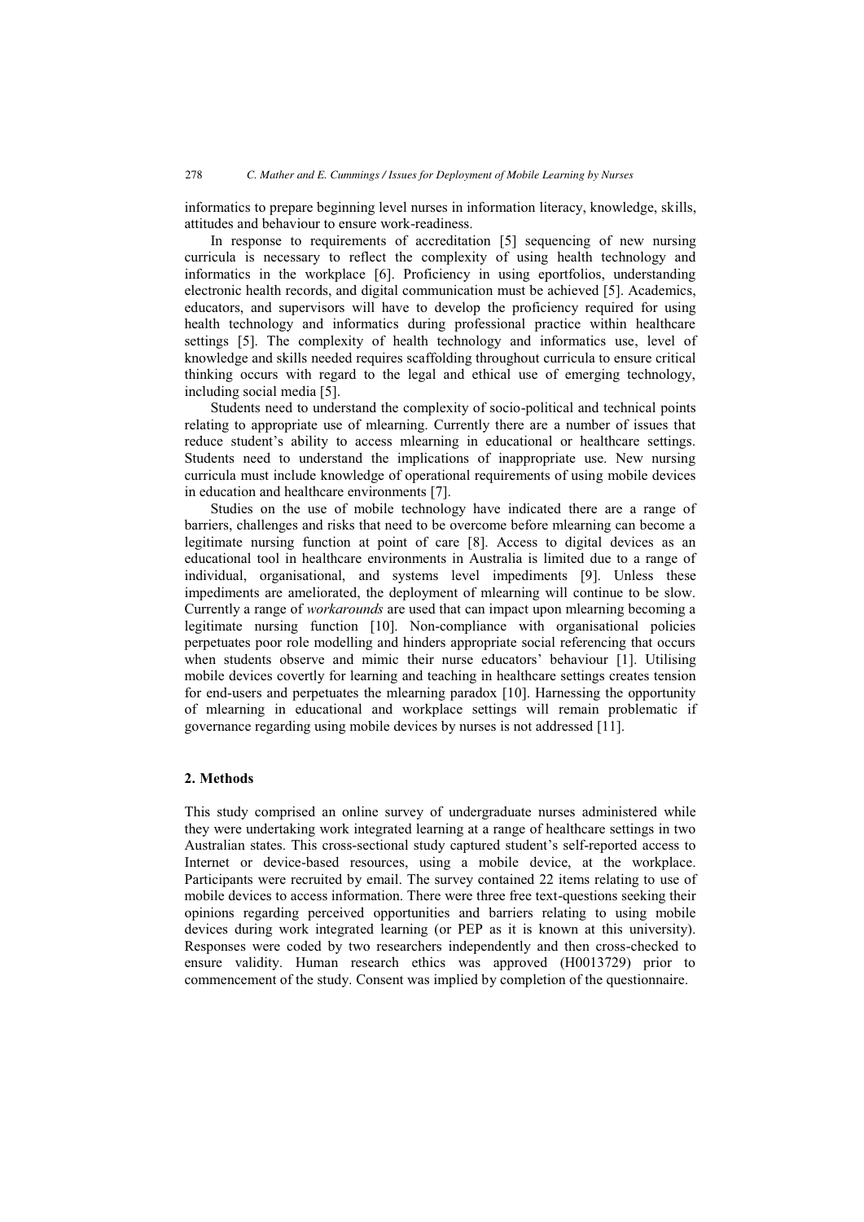informatics to prepare beginning level nurses in information literacy, knowledge, skills, attitudes and behaviour to ensure work-readiness.

In response to requirements of accreditation [5] sequencing of new nursing curricula is necessary to reflect the complexity of using health technology and informatics in the workplace [6]. Proficiency in using eportfolios, understanding electronic health records, and digital communication must be achieved [5]. Academics, educators, and supervisors will have to develop the proficiency required for using health technology and informatics during professional practice within healthcare settings [5]. The complexity of health technology and informatics use, level of knowledge and skills needed requires scaffolding throughout curricula to ensure critical thinking occurs with regard to the legal and ethical use of emerging technology, including social media [5].

Students need to understand the complexity of socio-political and technical points relating to appropriate use of mlearning. Currently there are a number of issues that reduce student's ability to access mlearning in educational or healthcare settings. Students need to understand the implications of inappropriate use. New nursing curricula must include knowledge of operational requirements of using mobile devices in education and healthcare environments [7].

Studies on the use of mobile technology have indicated there are a range of barriers, challenges and risks that need to be overcome before mlearning can become a legitimate nursing function at point of care [8]. Access to digital devices as an educational tool in healthcare environments in Australia is limited due to a range of individual, organisational, and systems level impediments [9]. Unless these impediments are ameliorated, the deployment of mlearning will continue to be slow. Currently a range of *workarounds* are used that can impact upon mlearning becoming a legitimate nursing function [10]. Non-compliance with organisational policies perpetuates poor role modelling and hinders appropriate social referencing that occurs when students observe and mimic their nurse educators' behaviour [1]. Utilising mobile devices covertly for learning and teaching in healthcare settings creates tension for end-users and perpetuates the mlearning paradox [10]. Harnessing the opportunity of mlearning in educational and workplace settings will remain problematic if governance regarding using mobile devices by nurses is not addressed [11].

## 2. Methods

This study comprised an online survey of undergraduate nurses administered while they were undertaking work integrated learning at a range of healthcare settings in two Australian states. This cross-sectional study captured student's self-reported access to Internet or device-based resources, using a mobile device, at the workplace. Participants were recruited by email. The survey contained 22 items relating to use of mobile devices to access information. There were three free text-questions seeking their opinions regarding perceived opportunities and barriers relating to using mobile devices during work integrated learning (or PEP as it is known at this university). Responses were coded by two researchers independently and then cross-checked to ensure validity. Human research ethics was approved (H0013729) prior to commencement of the study. Consent was implied by completion of the questionnaire.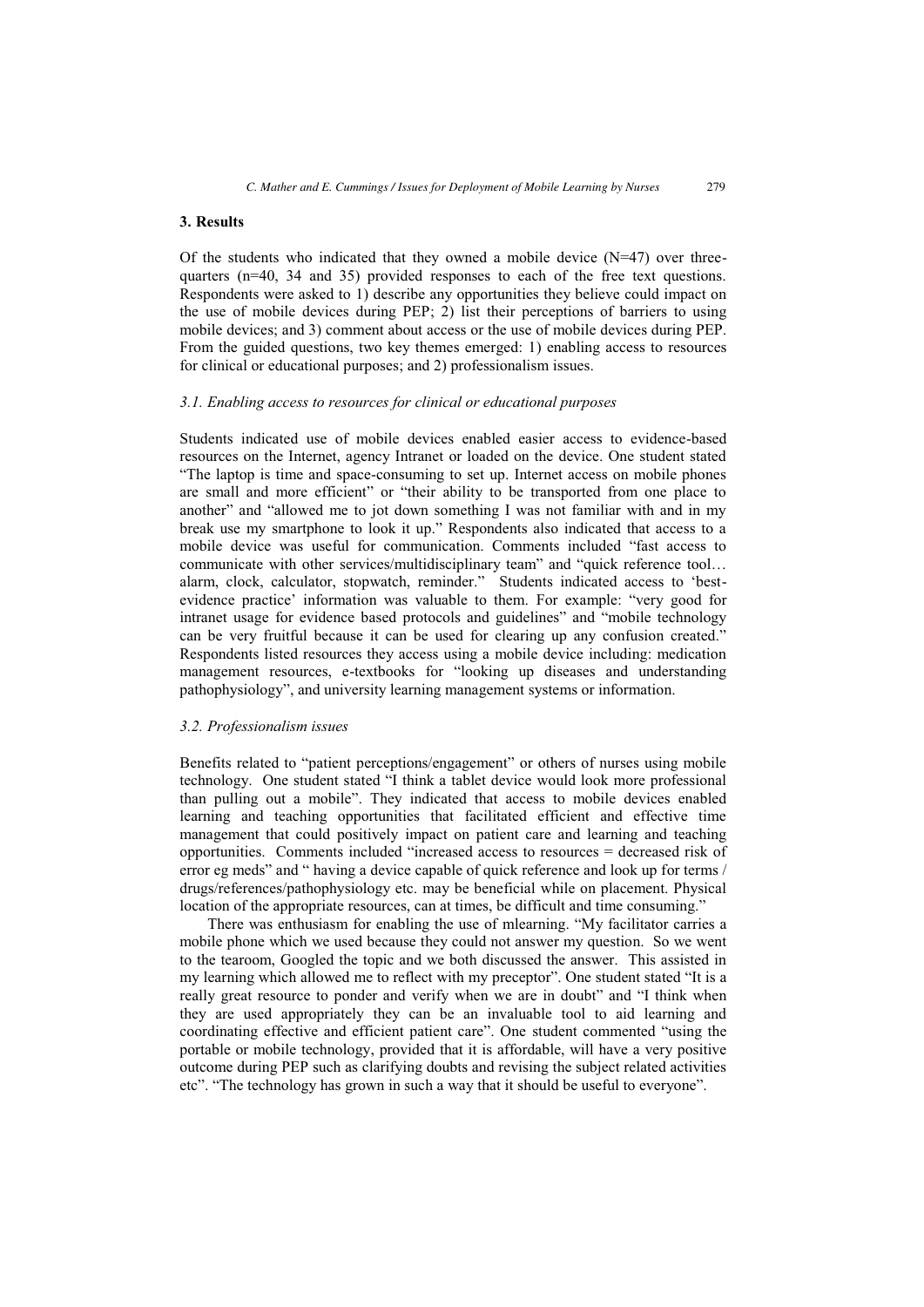## 3. Results

Of the students who indicated that they owned a mobile device (N=47) over three-quarters (n=40, 34 and 35) provided responses to each of the free text questions. Respondents were asked to 1) describe any opportunities they believe could impact on the use of mobile devices during PEP; 2) list their perceptions of barriers to using mobile devices; and 3) comment about access or the use of mobile devices during PEP. From the guided questions, two key themes emerged: 1) enabling access to resources for clinical or educational purposes; and 2) professionalism issues.

### *3.1. Enabling access to resources for clinical or educational purposes*

Students indicated use of mobile devices enabled easier access to evidence-based resources on the Internet, agency Intranet or loaded on the device. One student stated "The laptop is time and space-consuming to set up. Internet access on mobile phones are small and more efficient" or "their ability to be transported from one place to another" and "allowed me to jot down something I was not familiar with and in my break use my smartphone to look it up." Respondents also indicated that access to a mobile device was useful for communication. Comments included "fast access to communicate with other services/multidisciplinary team" and "quick reference tool… alarm, clock, calculator, stopwatch, reminder." Students indicated access to 'best-evidence practice' information was valuable to them. For example: "very good for intranet usage for evidence based protocols and guidelines" and "mobile technology can be very fruitful because it can be used for clearing up any confusion created." Respondents listed resources they access using a mobile device including: medication management resources, e-textbooks for "looking up diseases and understanding pathophysiology", and university learning management systems or information.

### *3.2. Professionalism issues*

Benefits related to "patient perceptions/engagement" or others of nurses using mobile technology. One student stated "I think a tablet device would look more professional than pulling out a mobile". They indicated that access to mobile devices enabled learning and teaching opportunities that facilitated efficient and effective time management that could positively impact on patient care and learning and teaching opportunities. Comments included "increased access to resources = decreased risk of error eg meds" and " having a device capable of quick reference and look up for terms / drugs/references/pathophysiology etc. may be beneficial while on placement. Physical location of the appropriate resources, can at times, be difficult and time consuming."

There was enthusiasm for enabling the use of mlearning. "My facilitator carries a mobile phone which we used because they could not answer my question. So we went to the tearoom, Googled the topic and we both discussed the answer. This assisted in my learning which allowed me to reflect with my preceptor". One student stated "It is a really great resource to ponder and verify when we are in doubt" and "I think when they are used appropriately they can be an invaluable tool to aid learning and coordinating effective and efficient patient care". One student commented "using the portable or mobile technology, provided that it is affordable, will have a very positive outcome during PEP such as clarifying doubts and revising the subject related activities etc". "The technology has grown in such a way that it should be useful to everyone".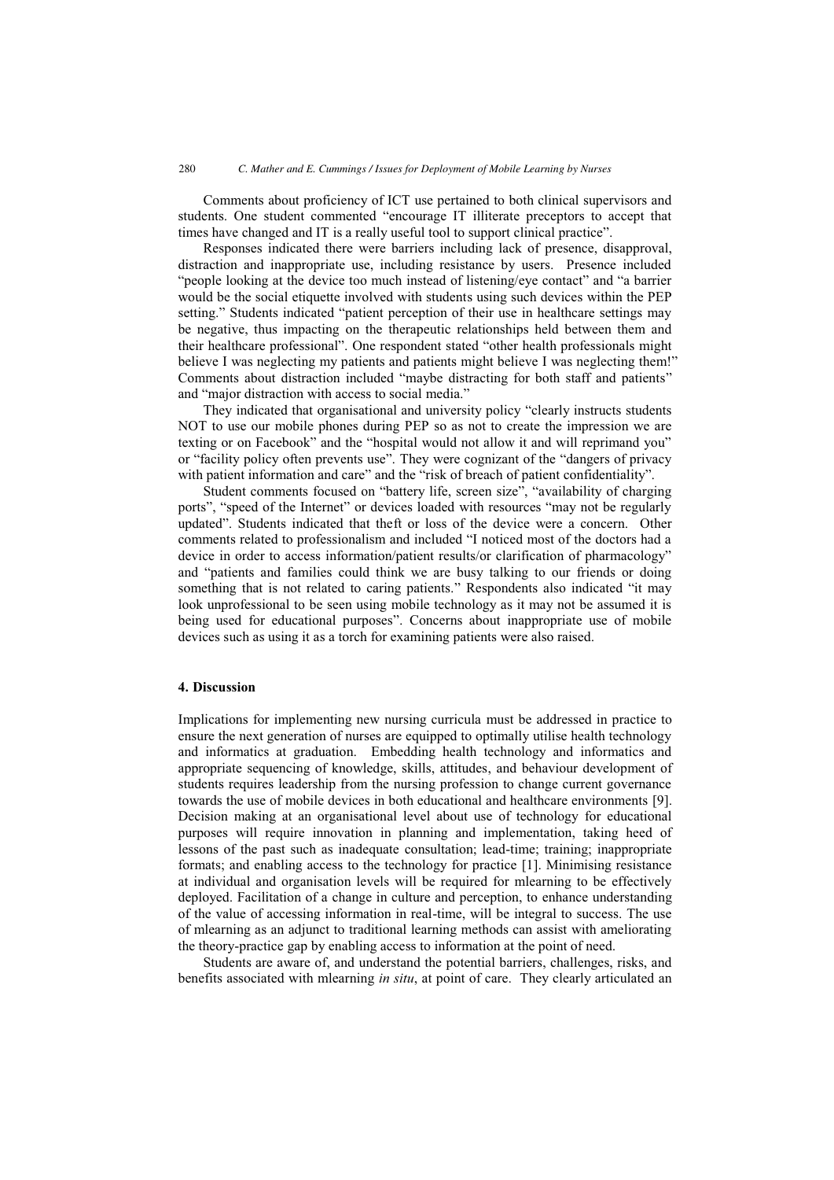Comments about proficiency of ICT use pertained to both clinical supervisors and students. One student commented "encourage IT illiterate preceptors to accept that times have changed and IT is a really useful tool to support clinical practice".

Responses indicated there were barriers including lack of presence, disapproval, distraction and inappropriate use, including resistance by users. Presence included "people looking at the device too much instead of listening/eye contact" and "a barrier would be the social etiquette involved with students using such devices within the PEP setting." Students indicated "patient perception of their use in healthcare settings may be negative, thus impacting on the therapeutic relationships held between them and their healthcare professional". One respondent stated "other health professionals might believe I was neglecting my patients and patients might believe I was neglecting them!" Comments about distraction included "maybe distracting for both staff and patients" and "major distraction with access to social media."

They indicated that organisational and university policy "clearly instructs students NOT to use our mobile phones during PEP so as not to create the impression we are texting or on Facebook" and the "hospital would not allow it and will reprimand you" or "facility policy often prevents use". They were cognizant of the "dangers of privacy with patient information and care" and the "risk of breach of patient confidentiality".

Student comments focused on "battery life, screen size", "availability of charging ports", "speed of the Internet" or devices loaded with resources "may not be regularly updated". Students indicated that theft or loss of the device were a concern. Other comments related to professionalism and included "I noticed most of the doctors had a device in order to access information/patient results/or clarification of pharmacology" and "patients and families could think we are busy talking to our friends or doing something that is not related to caring patients." Respondents also indicated "it may look unprofessional to be seen using mobile technology as it may not be assumed it is being used for educational purposes". Concerns about inappropriate use of mobile devices such as using it as a torch for examining patients were also raised.

## 4. Discussion

Implications for implementing new nursing curricula must be addressed in practice to ensure the next generation of nurses are equipped to optimally utilise health technology and informatics at graduation. Embedding health technology and informatics and appropriate sequencing of knowledge, skills, attitudes, and behaviour development of students requires leadership from the nursing profession to change current governance towards the use of mobile devices in both educational and healthcare environments [9]. Decision making at an organisational level about use of technology for educational purposes will require innovation in planning and implementation, taking heed of lessons of the past such as inadequate consultation; lead-time; training; inappropriate formats; and enabling access to the technology for practice [1]. Minimising resistance at individual and organisation levels will be required for mlearning to be effectively deployed. Facilitation of a change in culture and perception, to enhance understanding of the value of accessing information in real-time, will be integral to success. The use of mlearning as an adjunct to traditional learning methods can assist with ameliorating the theory-practice gap by enabling access to information at the point of need.

Students are aware of, and understand the potential barriers, challenges, risks, and benefits associated with mlearning *in situ*, at point of care. They clearly articulated an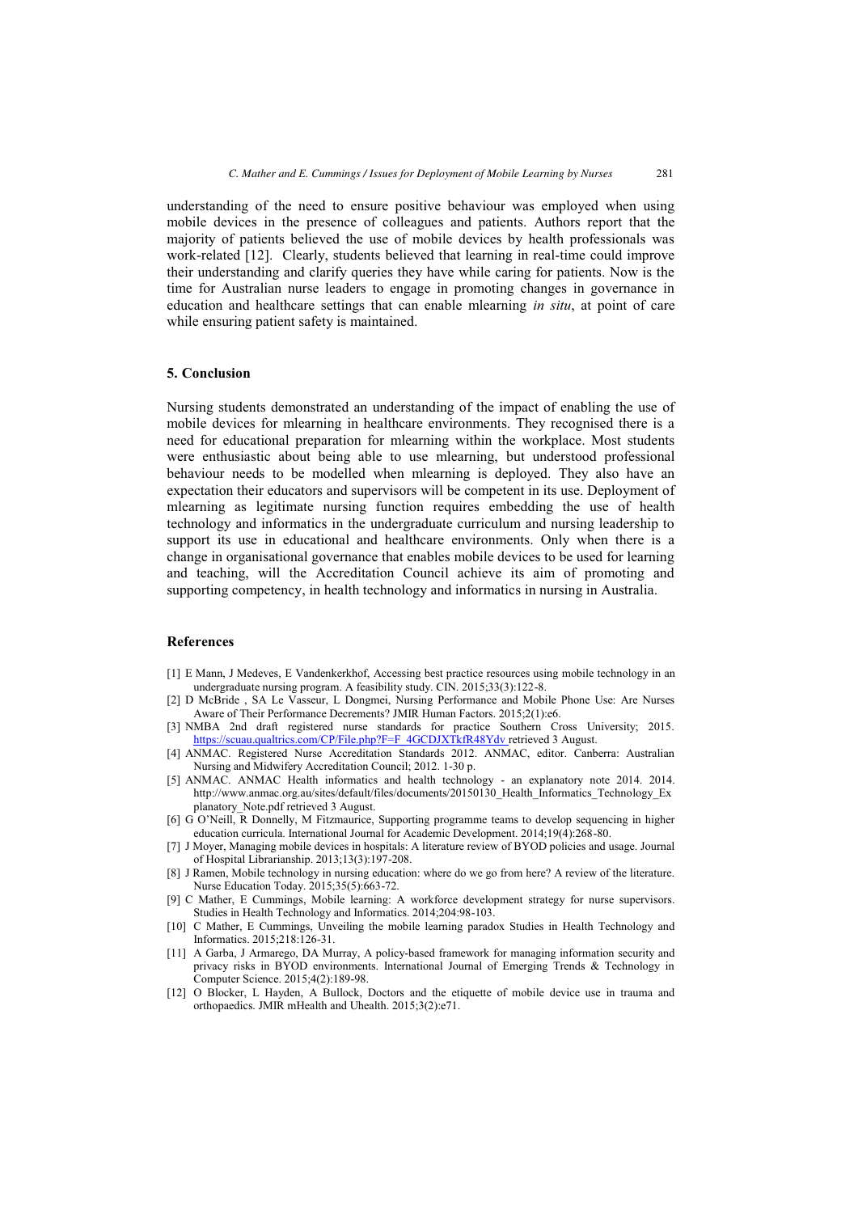understanding of the need to ensure positive behaviour was employed when using mobile devices in the presence of colleagues and patients. Authors report that the majority of patients believed the use of mobile devices by health professionals was work-related [12]. Clearly, students believed that learning in real-time could improve their understanding and clarify queries they have while caring for patients. Now is the time for Australian nurse leaders to engage in promoting changes in governance in education and healthcare settings that can enable mlearning *in situ*, at point of care while ensuring patient safety is maintained.

## 5. Conclusion

Nursing students demonstrated an understanding of the impact of enabling the use of mobile devices for mlearning in healthcare environments. They recognised there is a need for educational preparation for mlearning within the workplace. Most students were enthusiastic about being able to use mlearning, but understood professional behaviour needs to be modelled when mlearning is deployed. They also have an expectation their educators and supervisors will be competent in its use. Deployment of mlearning as legitimate nursing function requires embedding the use of health technology and informatics in the undergraduate curriculum and nursing leadership to support its use in educational and healthcare environments. Only when there is a change in organisational governance that enables mobile devices to be used for learning and teaching, will the Accreditation Council achieve its aim of promoting and supporting competency, in health technology and informatics in nursing in Australia.

## References

[1] E Mann, J Medeves, E Vandenkerkhof, Accessing best practice resources using mobile technology in an undergraduate nursing program. A feasibility study. CIN. 2015;33(3):122-8.

[2] D McBride , SA Le Vasseur, L Dongmei, Nursing Performance and Mobile Phone Use: Are Nurses Aware of Their Performance Decrements? JMIR Human Factors. 2015;2(1):e6.

[3] NMBA 2nd draft registered nurse standards for practice Southern Cross University; 2015. https://scuau.qualtrics.com/CP/File.php?F=F_4GCDJXTkfR48Ydv retrieved 3 August.

[4] ANMAC. Registered Nurse Accreditation Standards 2012. ANMAC, editor. Canberra: Australian Nursing and Midwifery Accreditation Council; 2012. 1-30 p.

[5] ANMAC. ANMAC Health informatics and health technology - an explanatory note 2014. 2014. http://www.anmac.org.au/sites/default/files/documents/20150130_Health_Informatics_Technology_Explanatory_Note.pdf retrieved 3 August.

[6] G O'Neill, R Donnelly, M Fitzmaurice, Supporting programme teams to develop sequencing in higher education curricula. International Journal for Academic Development. 2014;19(4):268-80.

[7] J Moyer, Managing mobile devices in hospitals: A literature review of BYOD policies and usage. Journal of Hospital Librarianship. 2013;13(3):197-208.

[8] J Ramen, Mobile technology in nursing education: where do we go from here? A review of the literature. Nurse Education Today. 2015;35(5):663-72.

[9] C Mather, E Cummings, Mobile learning: A workforce development strategy for nurse supervisors. Studies in Health Technology and Informatics. 2014;204:98-103.

[10] C Mather, E Cummings, Unveiling the mobile learning paradox Studies in Health Technology and Informatics. 2015;218:126-31.

[11] A Garba, J Armarego, DA Murray, A policy-based framework for managing information security and privacy risks in BYOD environments. International Journal of Emerging Trends & Technology in Computer Science. 2015;4(2):189-98.

[12] O Blocker, L Hayden, A Bullock, Doctors and the etiquette of mobile device use in trauma and orthopaedics. JMIR mHealth and Uhealth. 2015;3(2):e71.